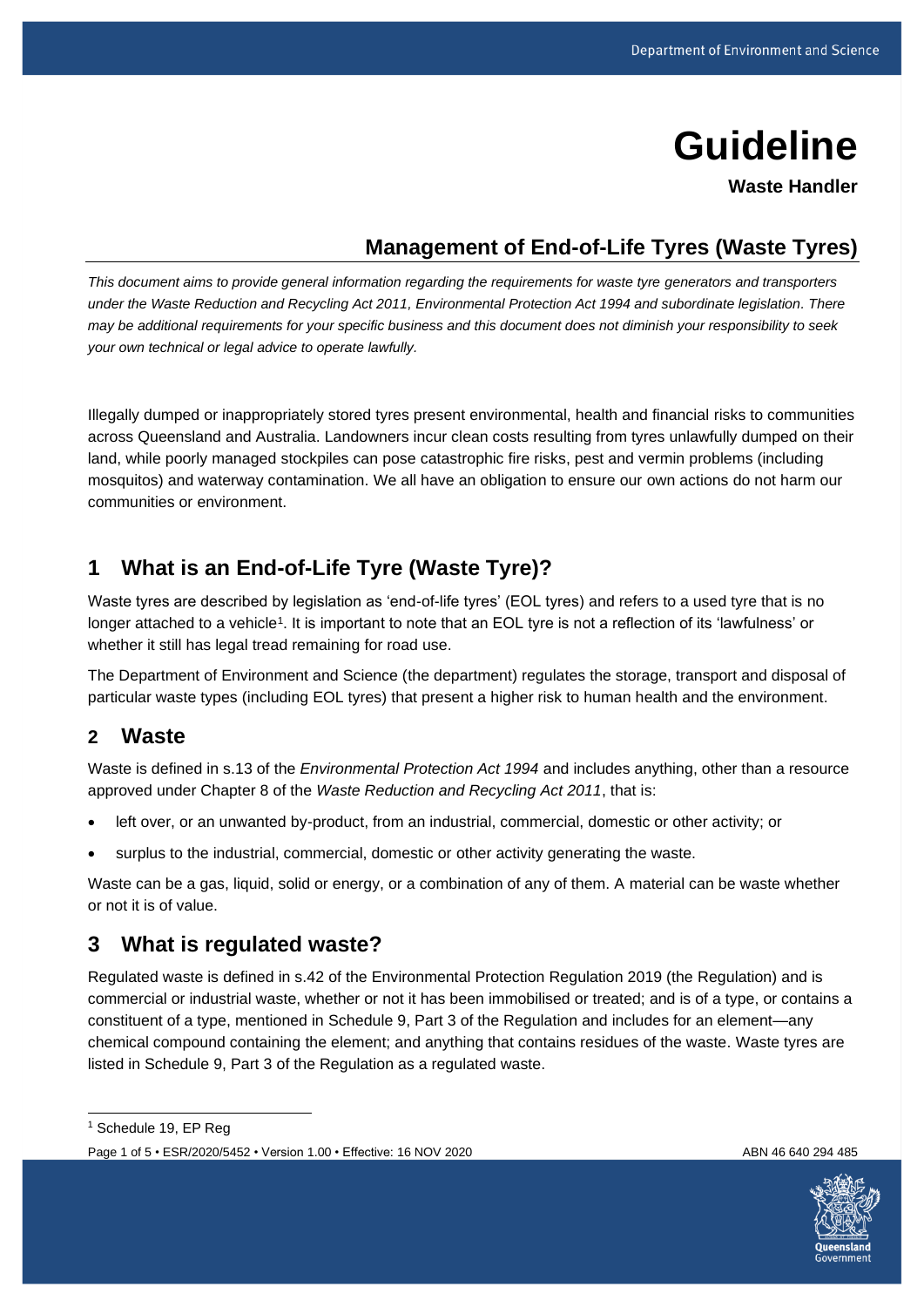# Guideline

**Waste Handler**

## Management of End-of-Life Tyres (Waste Tyres)

*This document aims to provide general information regarding the requirements for waste tyre generators and transporters under the Waste Reduction and Recycling Act 2011, Environmental Protection Act 1994 and subordinate legislation. There may be additional requirements for your specific business and this document does not diminish your responsibility to seek your own technical or legal advice to operate lawfully.*

Illegally dumped or inappropriately stored tyres present environmental, health and financial risks to communities across Queensland and Australia. Landowners incur clean costs resulting from tyres unlawfully dumped on their land, while poorly managed stockpiles can pose catastrophic fire risks, pest and vermin problems (including mosquitos) and waterway contamination. We all have an obligation to ensure our own actions do not harm our communities or environment.

## 1 What is an End-of-Life Tyre (Waste Tyre)?

Waste tyres are described by legislation as 'end-of-life tyres' (EOL tyres) and refers to a used tyre that is no longer attached to a vehicle[1]. It is important to note that an EOL tyre is not a reflection of its 'lawfulness' or whether it still has legal tread remaining for road use.

The Department of Environment and Science (the department) regulates the storage, transport and disposal of particular waste types (including EOL tyres) that present a higher risk to human health and the environment.

## 2 Waste

Waste is defined in s.13 of the *Environmental Protection Act 1994* and includes anything, other than a resource approved under Chapter 8 of the *Waste Reduction and Recycling Act 2011*, that is:

- left over, or an unwanted by-product, from an industrial, commercial, domestic or other activity; or
- surplus to the industrial, commercial, domestic or other activity generating the waste.

Waste can be a gas, liquid, solid or energy, or a combination of any of them. A material can be waste whether or not it is of value.

## 3 What is regulated waste?

Regulated waste is defined in s.42 of the Environmental Protection Regulation 2019 (the Regulation) and is commercial or industrial waste, whether or not it has been immobilised or treated; and is of a type, or contains a constituent of a type, mentioned in Schedule 9, Part 3 of the Regulation and includes for an element—any chemical compound containing the element; and anything that contains residues of the waste. Waste tyres are listed in Schedule 9, Part 3 of the Regulation as a regulated waste.

[1] Schedule 19, EP Reg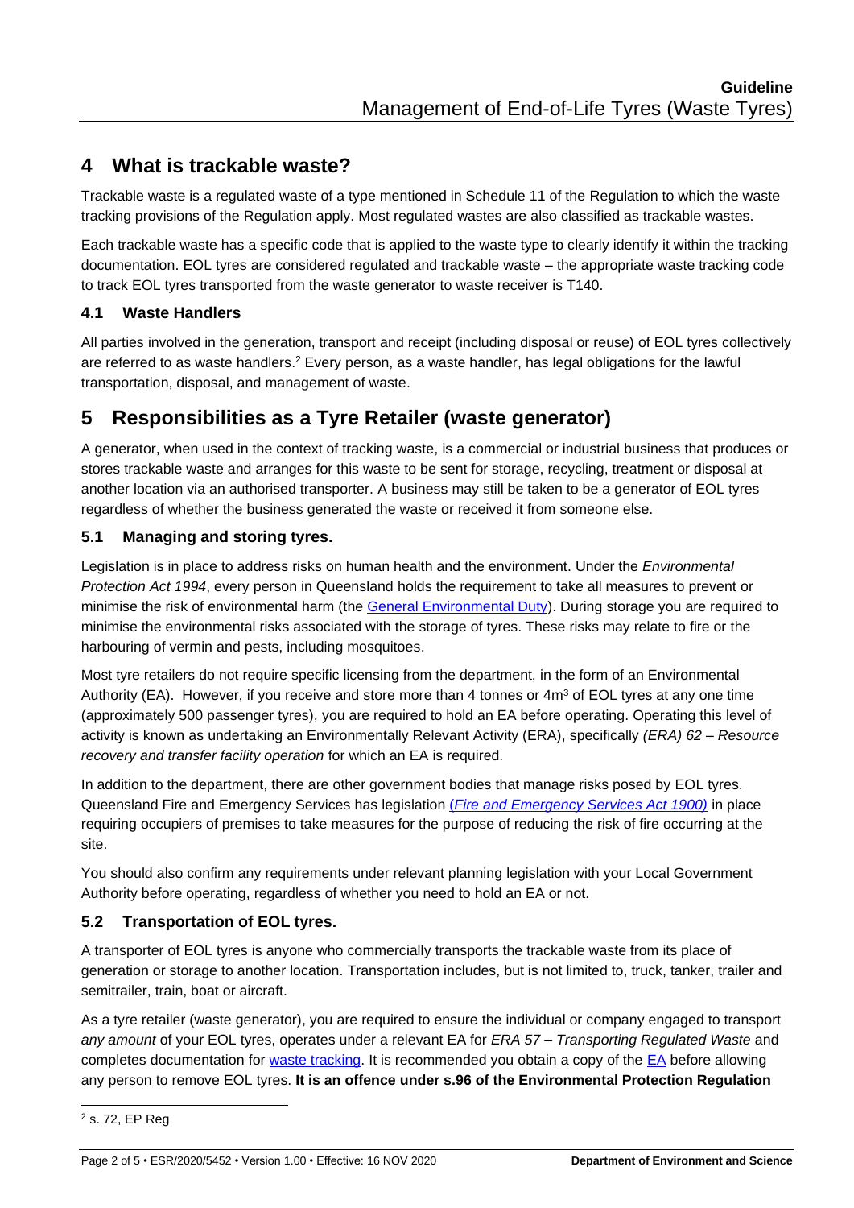## 4 What is trackable waste?

Trackable waste is a regulated waste of a type mentioned in Schedule 11 of the Regulation to which the waste tracking provisions of the Regulation apply. Most regulated wastes are also classified as trackable wastes.

Each trackable waste has a specific code that is applied to the waste type to clearly identify it within the tracking documentation. EOL tyres are considered regulated and trackable waste – the appropriate waste tracking code to track EOL tyres transported from the waste generator to waste receiver is T140.

### 4.1 Waste Handlers

All parties involved in the generation, transport and receipt (including disposal or reuse) of EOL tyres collectively are referred to as waste handlers.[2] Every person, as a waste handler, has legal obligations for the lawful transportation, disposal, and management of waste.

## 5 Responsibilities as a Tyre Retailer (waste generator)

A generator, when used in the context of tracking waste, is a commercial or industrial business that produces or stores trackable waste and arranges for this waste to be sent for storage, recycling, treatment or disposal at another location via an authorised transporter. A business may still be taken to be a generator of EOL tyres regardless of whether the business generated the waste or received it from someone else.

### 5.1 Managing and storing tyres.

Legislation is in place to address risks on human health and the environment. Under the *Environmental Protection Act 1994*, every person in Queensland holds the requirement to take all measures to prevent or minimise the risk of environmental harm (the General Environmental Duty). During storage you are required to minimise the environmental risks associated with the storage of tyres. These risks may relate to fire or the harbouring of vermin and pests, including mosquitoes.

Most tyre retailers do not require specific licensing from the department, in the form of an Environmental Authority (EA). However, if you receive and store more than 4 tonnes or $4m^3$ of EOL tyres at any one time (approximately 500 passenger tyres), you are required to hold an EA before operating. Operating this level of activity is known as undertaking an Environmentally Relevant Activity (ERA), specifically *(ERA) 62 – Resource recovery and transfer facility operation* for which an EA is required.

In addition to the department, there are other government bodies that manage risks posed by EOL tyres. Queensland Fire and Emergency Services has legislation (*Fire and Emergency Services Act 1900)* in place requiring occupiers of premises to take measures for the purpose of reducing the risk of fire occurring at the site.

You should also confirm any requirements under relevant planning legislation with your Local Government Authority before operating, regardless of whether you need to hold an EA or not.

### 5.2 Transportation of EOL tyres.

A transporter of EOL tyres is anyone who commercially transports the trackable waste from its place of generation or storage to another location. Transportation includes, but is not limited to, truck, tanker, trailer and semitrailer, train, boat or aircraft.

As a tyre retailer (waste generator), you are required to ensure the individual or company engaged to transport *any amount* of your EOL tyres, operates under a relevant EA for *ERA 57 – Transporting Regulated Waste* and completes documentation for waste tracking. It is recommended you obtain a copy of the EA before allowing any person to remove EOL tyres. **It is an offence under s.96 of the Environmental Protection Regulation**

[2] s. 72, EP Reg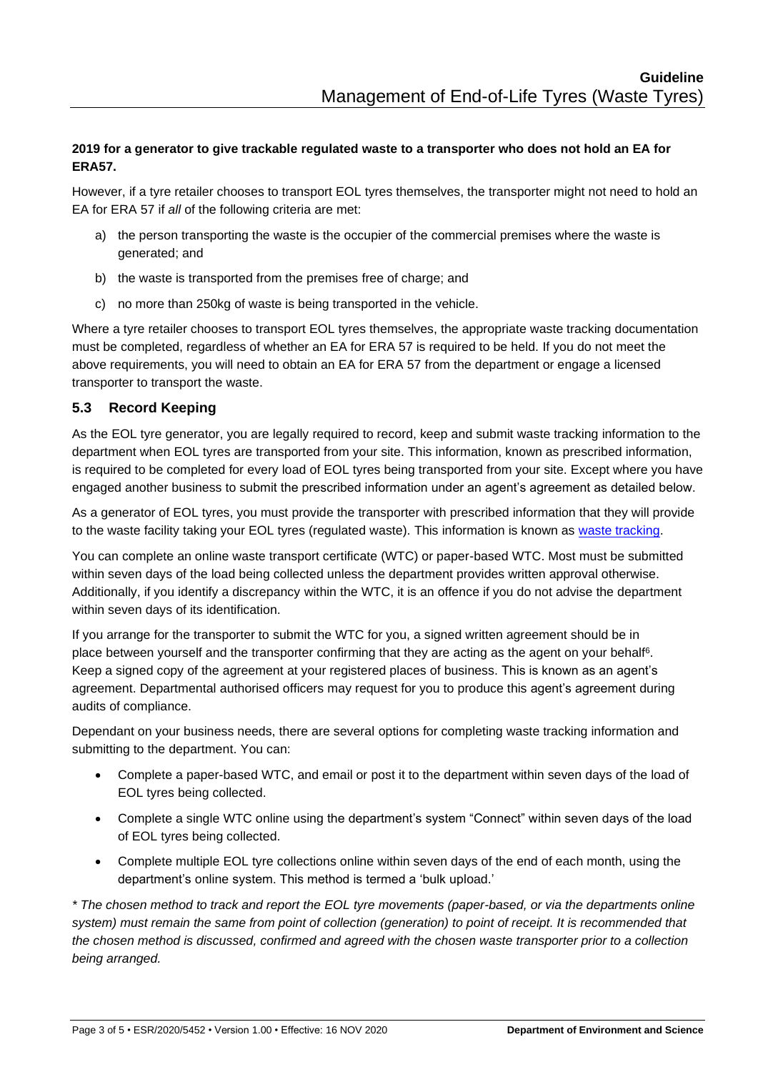**2019 for a generator to give trackable regulated waste to a transporter who does not hold an EA for ERA57.**

However, if a tyre retailer chooses to transport EOL tyres themselves, the transporter might not need to hold an EA for ERA 57 if *all* of the following criteria are met:

a) the person transporting the waste is the occupier of the commercial premises where the waste is generated; and

b) the waste is transported from the premises free of charge; and

c) no more than 250kg of waste is being transported in the vehicle.

Where a tyre retailer chooses to transport EOL tyres themselves, the appropriate waste tracking documentation must be completed, regardless of whether an EA for ERA 57 is required to be held. If you do not meet the above requirements, you will need to obtain an EA for ERA 57 from the department or engage a licensed transporter to transport the waste.

## 5.3 Record Keeping

As the EOL tyre generator, you are legally required to record, keep and submit waste tracking information to the department when EOL tyres are transported from your site. This information, known as prescribed information, is required to be completed for every load of EOL tyres being transported from your site. Except where you have engaged another business to submit the prescribed information under an agent's agreement as detailed below.

As a generator of EOL tyres, you must provide the transporter with prescribed information that they will provide to the waste facility taking your EOL tyres (regulated waste). This information is known as waste tracking.

You can complete an online waste transport certificate (WTC) or paper-based WTC. Most must be submitted within seven days of the load being collected unless the department provides written approval otherwise. Additionally, if you identify a discrepancy within the WTC, it is an offence if you do not advise the department within seven days of its identification.

If you arrange for the transporter to submit the WTC for you, a signed written agreement should be in place between yourself and the transporter confirming that they are acting as the agent on your behalf[6]. Keep a signed copy of the agreement at your registered places of business. This is known as an agent's agreement. Departmental authorised officers may request for you to produce this agent's agreement during audits of compliance.

Dependant on your business needs, there are several options for completing waste tracking information and submitting to the department. You can:

- Complete a paper-based WTC, and email or post it to the department within seven days of the load of EOL tyres being collected.
- Complete a single WTC online using the department's system "Connect" within seven days of the load of EOL tyres being collected.
- Complete multiple EOL tyre collections online within seven days of the end of each month, using the department's online system. This method is termed a 'bulk upload.'

*\* The chosen method to track and report the EOL tyre movements (paper-based, or via the departments online system) must remain the same from point of collection (generation) to point of receipt. It is recommended that the chosen method is discussed, confirmed and agreed with the chosen waste transporter prior to a collection being arranged.*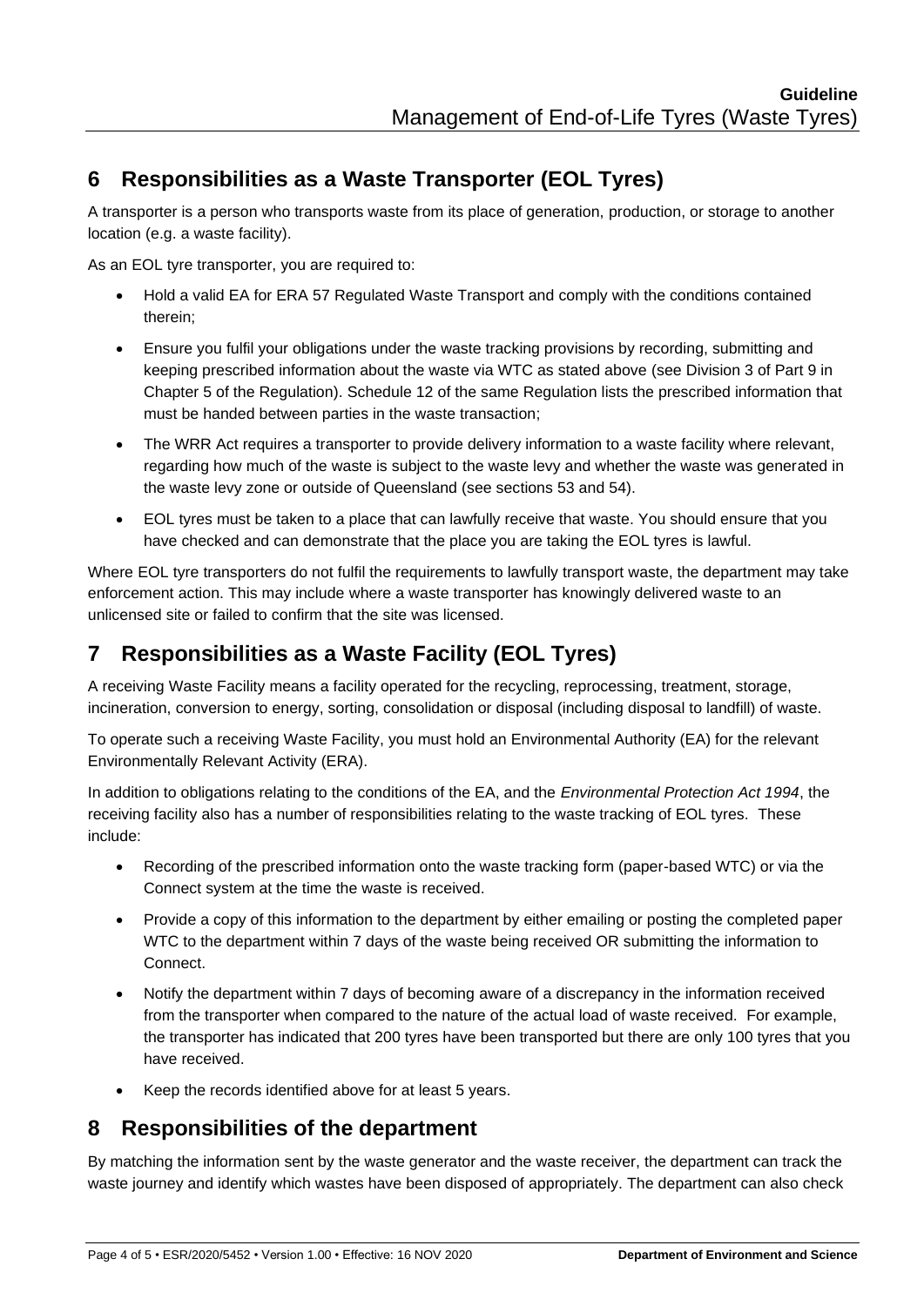## 6 Responsibilities as a Waste Transporter (EOL Tyres)

A transporter is a person who transports waste from its place of generation, production, or storage to another location (e.g. a waste facility).

As an EOL tyre transporter, you are required to:

- Hold a valid EA for ERA 57 Regulated Waste Transport and comply with the conditions contained therein;
- Ensure you fulfil your obligations under the waste tracking provisions by recording, submitting and keeping prescribed information about the waste via WTC as stated above (see Division 3 of Part 9 in Chapter 5 of the Regulation). Schedule 12 of the same Regulation lists the prescribed information that must be handed between parties in the waste transaction;
- The WRR Act requires a transporter to provide delivery information to a waste facility where relevant, regarding how much of the waste is subject to the waste levy and whether the waste was generated in the waste levy zone or outside of Queensland (see sections 53 and 54).
- EOL tyres must be taken to a place that can lawfully receive that waste. You should ensure that you have checked and can demonstrate that the place you are taking the EOL tyres is lawful.

Where EOL tyre transporters do not fulfil the requirements to lawfully transport waste, the department may take enforcement action. This may include where a waste transporter has knowingly delivered waste to an unlicensed site or failed to confirm that the site was licensed.

## 7 Responsibilities as a Waste Facility (EOL Tyres)

A receiving Waste Facility means a facility operated for the recycling, reprocessing, treatment, storage, incineration, conversion to energy, sorting, consolidation or disposal (including disposal to landfill) of waste.

To operate such a receiving Waste Facility, you must hold an Environmental Authority (EA) for the relevant Environmentally Relevant Activity (ERA).

In addition to obligations relating to the conditions of the EA, and the *Environmental Protection Act 1994*, the receiving facility also has a number of responsibilities relating to the waste tracking of EOL tyres. These include:

- Recording of the prescribed information onto the waste tracking form (paper-based WTC) or via the Connect system at the time the waste is received.
- Provide a copy of this information to the department by either emailing or posting the completed paper WTC to the department within 7 days of the waste being received OR submitting the information to Connect.
- Notify the department within 7 days of becoming aware of a discrepancy in the information received from the transporter when compared to the nature of the actual load of waste received. For example, the transporter has indicated that 200 tyres have been transported but there are only 100 tyres that you have received.
- Keep the records identified above for at least 5 years.

## 8 Responsibilities of the department

By matching the information sent by the waste generator and the waste receiver, the department can track the waste journey and identify which wastes have been disposed of appropriately. The department can also check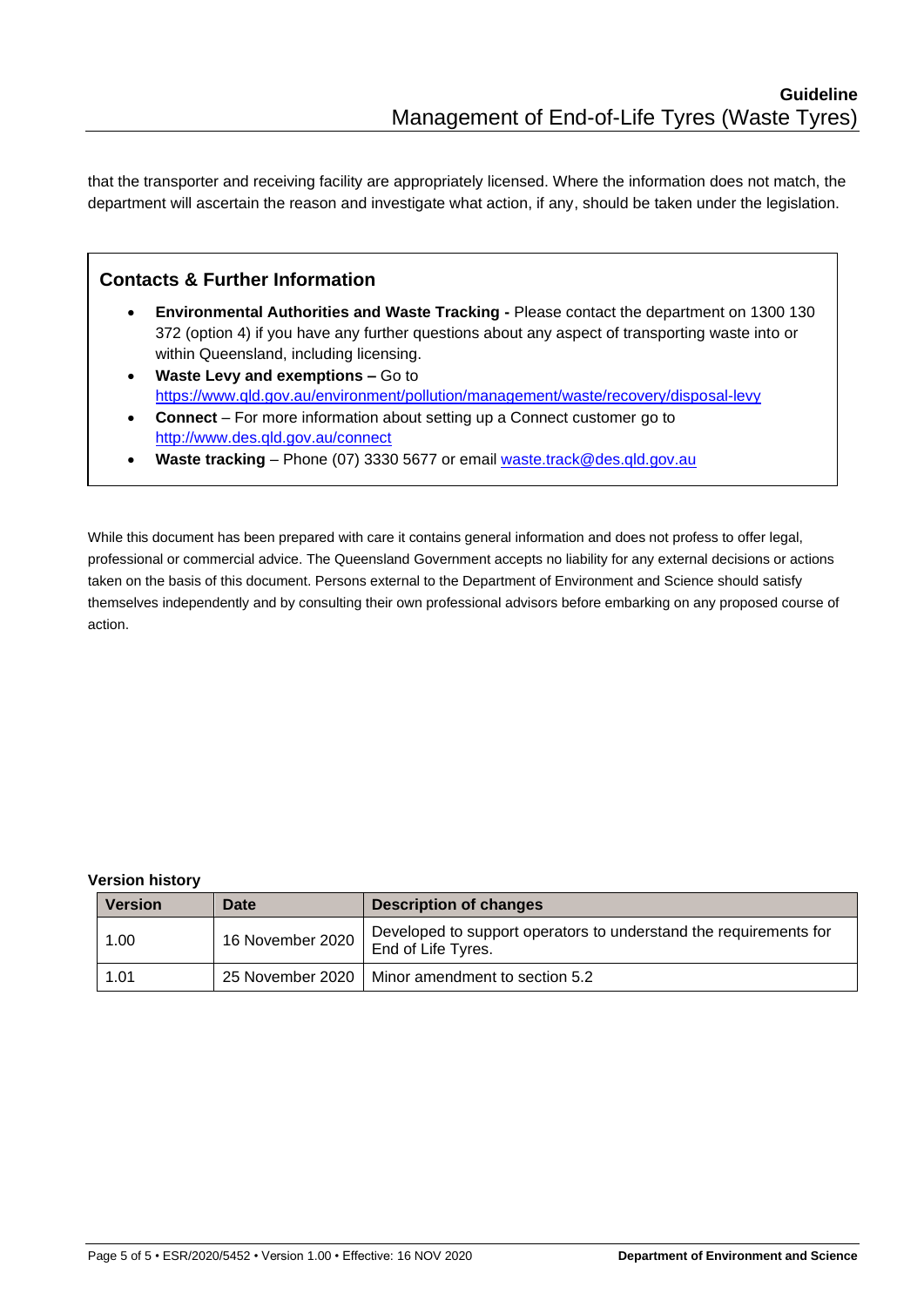that the transporter and receiving facility are appropriately licensed. Where the information does not match, the department will ascertain the reason and investigate what action, if any, should be taken under the legislation.

## Contacts & Further Information

- **Environmental Authorities and Waste Tracking -** Please contact the department on 1300 130 372 (option 4) if you have any further questions about any aspect of transporting waste into or within Queensland, including licensing.
- **Waste Levy and exemptions –** Go to https://www.qld.gov.au/environment/pollution/management/waste/recovery/disposal-levy
- **Connect** – For more information about setting up a Connect customer go to http://www.des.qld.gov.au/connect
- **Waste tracking** – Phone (07) 3330 5677 or email waste.track@des.qld.gov.au

While this document has been prepared with care it contains general information and does not profess to offer legal, professional or commercial advice. The Queensland Government accepts no liability for any external decisions or actions taken on the basis of this document. Persons external to the Department of Environment and Science should satisfy themselves independently and by consulting their own professional advisors before embarking on any proposed course of action.

**Version history**

| Version | Date | Description of changes |
|---|---|---|
| 1.00 | 16 November 2020 | Developed to support operators to understand the requirements for End of Life Tyres. |
| 1.01 | 25 November 2020 | Minor amendment to section 5.2 |